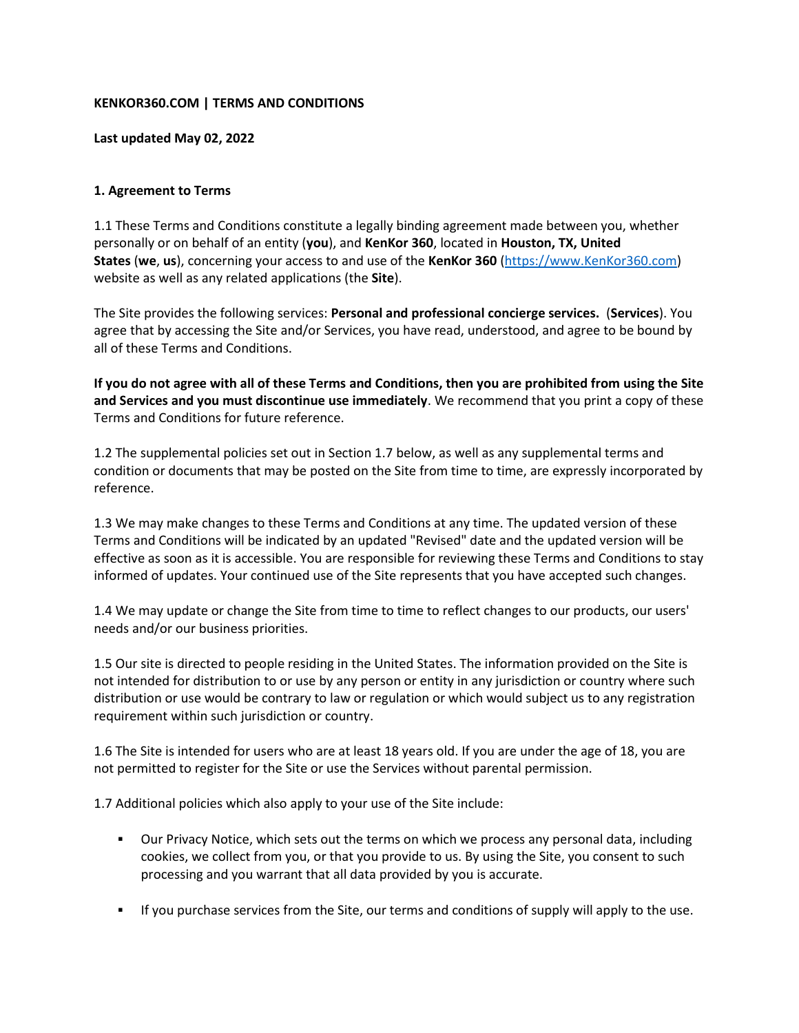**KENKOR360.COM | TERMS AND CONDITIONS**

**Last updated May 02, 2022**

**1. Agreement to Terms**

1.1 These Terms and Conditions constitute a legally binding agreement made between you, whether personally or on behalf of an entity (**you**), and **KenKor 360**, located in **Houston, TX, United States** (**we**, **us**), concerning your access to and use of the **KenKor 360** (https://www.KenKor360.com) website as well as any related applications (the **Site**).

The Site provides the following services: **Personal and professional concierge services.** (**Services**). You agree that by accessing the Site and/or Services, you have read, understood, and agree to be bound by all of these Terms and Conditions.

**If you do not agree with all of these Terms and Conditions, then you are prohibited from using the Site and Services and you must discontinue use immediately**. We recommend that you print a copy of these Terms and Conditions for future reference.

1.2 The supplemental policies set out in Section 1.7 below, as well as any supplemental terms and condition or documents that may be posted on the Site from time to time, are expressly incorporated by reference.

1.3 We may make changes to these Terms and Conditions at any time. The updated version of these Terms and Conditions will be indicated by an updated "Revised" date and the updated version will be effective as soon as it is accessible. You are responsible for reviewing these Terms and Conditions to stay informed of updates. Your continued use of the Site represents that you have accepted such changes.

1.4 We may update or change the Site from time to time to reflect changes to our products, our users' needs and/or our business priorities.

1.5 Our site is directed to people residing in the United States. The information provided on the Site is not intended for distribution to or use by any person or entity in any jurisdiction or country where such distribution or use would be contrary to law or regulation or which would subject us to any registration requirement within such jurisdiction or country.

1.6 The Site is intended for users who are at least 18 years old. If you are under the age of 18, you are not permitted to register for the Site or use the Services without parental permission.

1.7 Additional policies which also apply to your use of the Site include:

- Our Privacy Notice, which sets out the terms on which we process any personal data, including cookies, we collect from you, or that you provide to us. By using the Site, you consent to such processing and you warrant that all data provided by you is accurate.

- If you purchase services from the Site, our terms and conditions of supply will apply to the use.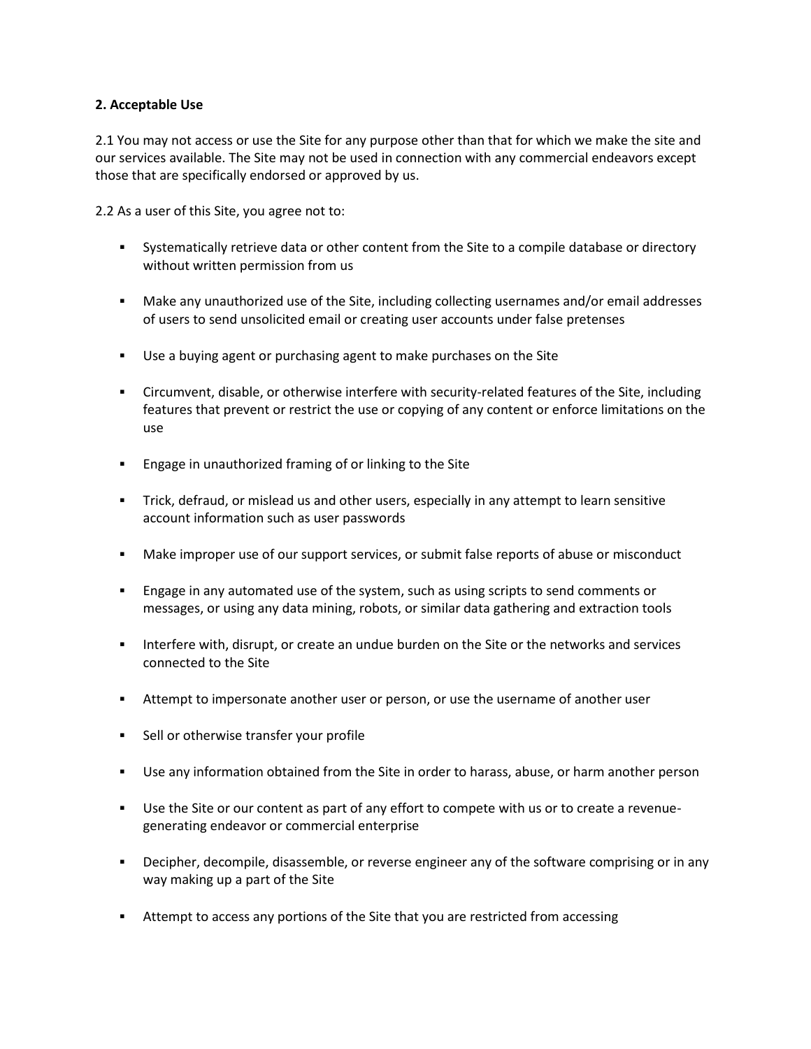**2. Acceptable Use**

2.1 You may not access or use the Site for any purpose other than that for which we make the site and our services available. The Site may not be used in connection with any commercial endeavors except those that are specifically endorsed or approved by us.

2.2 As a user of this Site, you agree not to:

- Systematically retrieve data or other content from the Site to a compile database or directory without written permission from us
- Make any unauthorized use of the Site, including collecting usernames and/or email addresses of users to send unsolicited email or creating user accounts under false pretenses
- Use a buying agent or purchasing agent to make purchases on the Site
- Circumvent, disable, or otherwise interfere with security-related features of the Site, including features that prevent or restrict the use or copying of any content or enforce limitations on the use
- Engage in unauthorized framing of or linking to the Site
- Trick, defraud, or mislead us and other users, especially in any attempt to learn sensitive account information such as user passwords
- Make improper use of our support services, or submit false reports of abuse or misconduct
- Engage in any automated use of the system, such as using scripts to send comments or messages, or using any data mining, robots, or similar data gathering and extraction tools
- Interfere with, disrupt, or create an undue burden on the Site or the networks and services connected to the Site
- Attempt to impersonate another user or person, or use the username of another user
- Sell or otherwise transfer your profile
- Use any information obtained from the Site in order to harass, abuse, or harm another person
- Use the Site or our content as part of any effort to compete with us or to create a revenue-generating endeavor or commercial enterprise
- Decipher, decompile, disassemble, or reverse engineer any of the software comprising or in any way making up a part of the Site
- Attempt to access any portions of the Site that you are restricted from accessing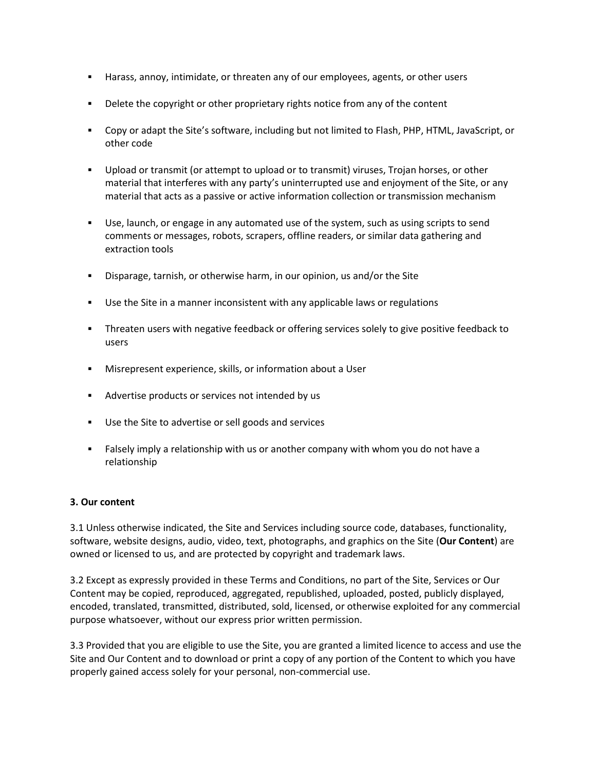- Harass, annoy, intimidate, or threaten any of our employees, agents, or other users
- Delete the copyright or other proprietary rights notice from any of the content
- Copy or adapt the Site's software, including but not limited to Flash, PHP, HTML, JavaScript, or other code
- Upload or transmit (or attempt to upload or to transmit) viruses, Trojan horses, or other material that interferes with any party's uninterrupted use and enjoyment of the Site, or any material that acts as a passive or active information collection or transmission mechanism
- Use, launch, or engage in any automated use of the system, such as using scripts to send comments or messages, robots, scrapers, offline readers, or similar data gathering and extraction tools
- Disparage, tarnish, or otherwise harm, in our opinion, us and/or the Site
- Use the Site in a manner inconsistent with any applicable laws or regulations
- Threaten users with negative feedback or offering services solely to give positive feedback to users
- Misrepresent experience, skills, or information about a User
- Advertise products or services not intended by us
- Use the Site to advertise or sell goods and services
- Falsely imply a relationship with us or another company with whom you do not have a relationship

**3. Our content**

3.1 Unless otherwise indicated, the Site and Services including source code, databases, functionality, software, website designs, audio, video, text, photographs, and graphics on the Site (**Our Content**) are owned or licensed to us, and are protected by copyright and trademark laws.

3.2 Except as expressly provided in these Terms and Conditions, no part of the Site, Services or Our Content may be copied, reproduced, aggregated, republished, uploaded, posted, publicly displayed, encoded, translated, transmitted, distributed, sold, licensed, or otherwise exploited for any commercial purpose whatsoever, without our express prior written permission.

3.3 Provided that you are eligible to use the Site, you are granted a limited licence to access and use the Site and Our Content and to download or print a copy of any portion of the Content to which you have properly gained access solely for your personal, non-commercial use.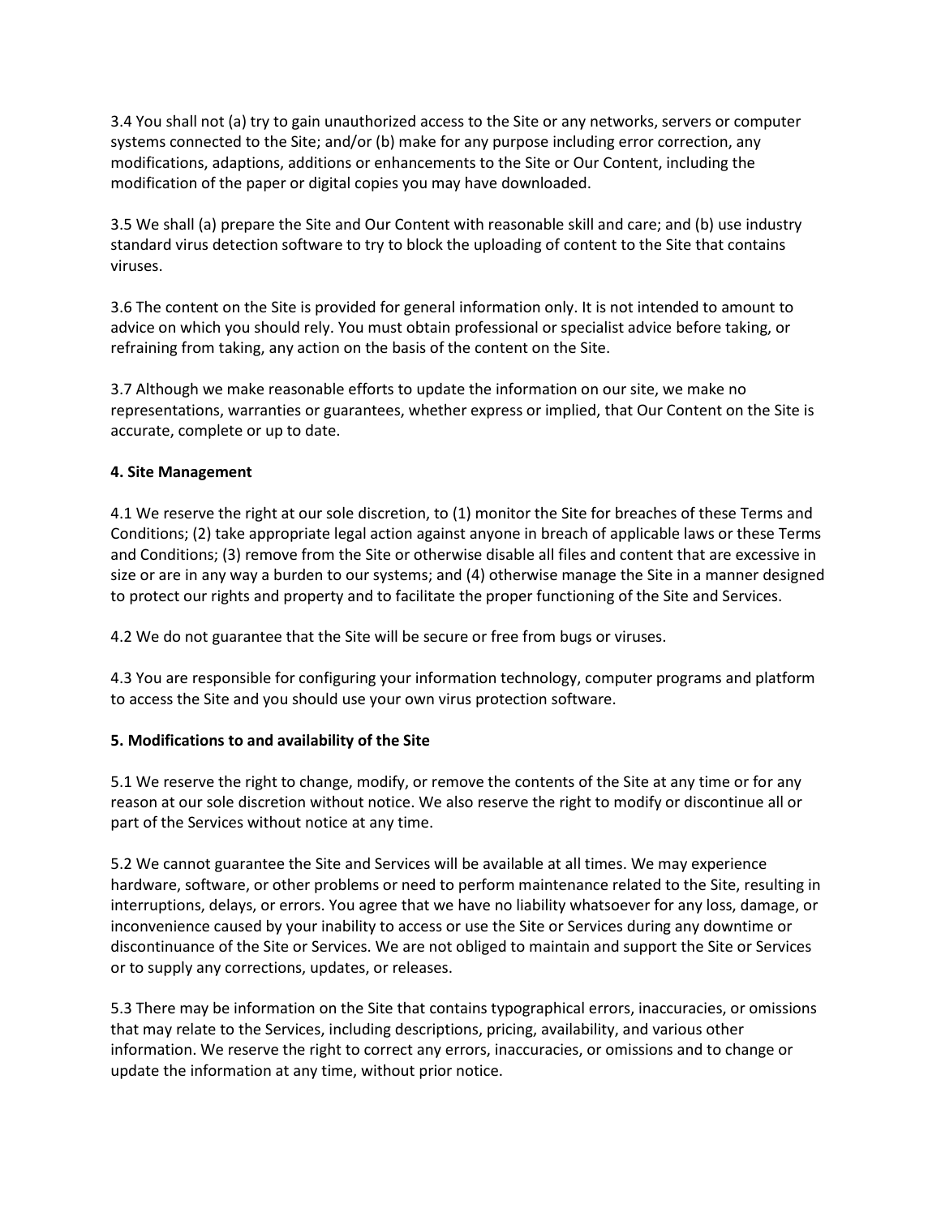3.4 You shall not (a) try to gain unauthorized access to the Site or any networks, servers or computer systems connected to the Site; and/or (b) make for any purpose including error correction, any modifications, adaptions, additions or enhancements to the Site or Our Content, including the modification of the paper or digital copies you may have downloaded.

3.5 We shall (a) prepare the Site and Our Content with reasonable skill and care; and (b) use industry standard virus detection software to try to block the uploading of content to the Site that contains viruses.

3.6 The content on the Site is provided for general information only. It is not intended to amount to advice on which you should rely. You must obtain professional or specialist advice before taking, or refraining from taking, any action on the basis of the content on the Site.

3.7 Although we make reasonable efforts to update the information on our site, we make no representations, warranties or guarantees, whether express or implied, that Our Content on the Site is accurate, complete or up to date.

**4. Site Management**

4.1 We reserve the right at our sole discretion, to (1) monitor the Site for breaches of these Terms and Conditions; (2) take appropriate legal action against anyone in breach of applicable laws or these Terms and Conditions; (3) remove from the Site or otherwise disable all files and content that are excessive in size or are in any way a burden to our systems; and (4) otherwise manage the Site in a manner designed to protect our rights and property and to facilitate the proper functioning of the Site and Services.

4.2 We do not guarantee that the Site will be secure or free from bugs or viruses.

4.3 You are responsible for configuring your information technology, computer programs and platform to access the Site and you should use your own virus protection software.

**5. Modifications to and availability of the Site**

5.1 We reserve the right to change, modify, or remove the contents of the Site at any time or for any reason at our sole discretion without notice. We also reserve the right to modify or discontinue all or part of the Services without notice at any time.

5.2 We cannot guarantee the Site and Services will be available at all times. We may experience hardware, software, or other problems or need to perform maintenance related to the Site, resulting in interruptions, delays, or errors. You agree that we have no liability whatsoever for any loss, damage, or inconvenience caused by your inability to access or use the Site or Services during any downtime or discontinuance of the Site or Services. We are not obliged to maintain and support the Site or Services or to supply any corrections, updates, or releases.

5.3 There may be information on the Site that contains typographical errors, inaccuracies, or omissions that may relate to the Services, including descriptions, pricing, availability, and various other information. We reserve the right to correct any errors, inaccuracies, or omissions and to change or update the information at any time, without prior notice.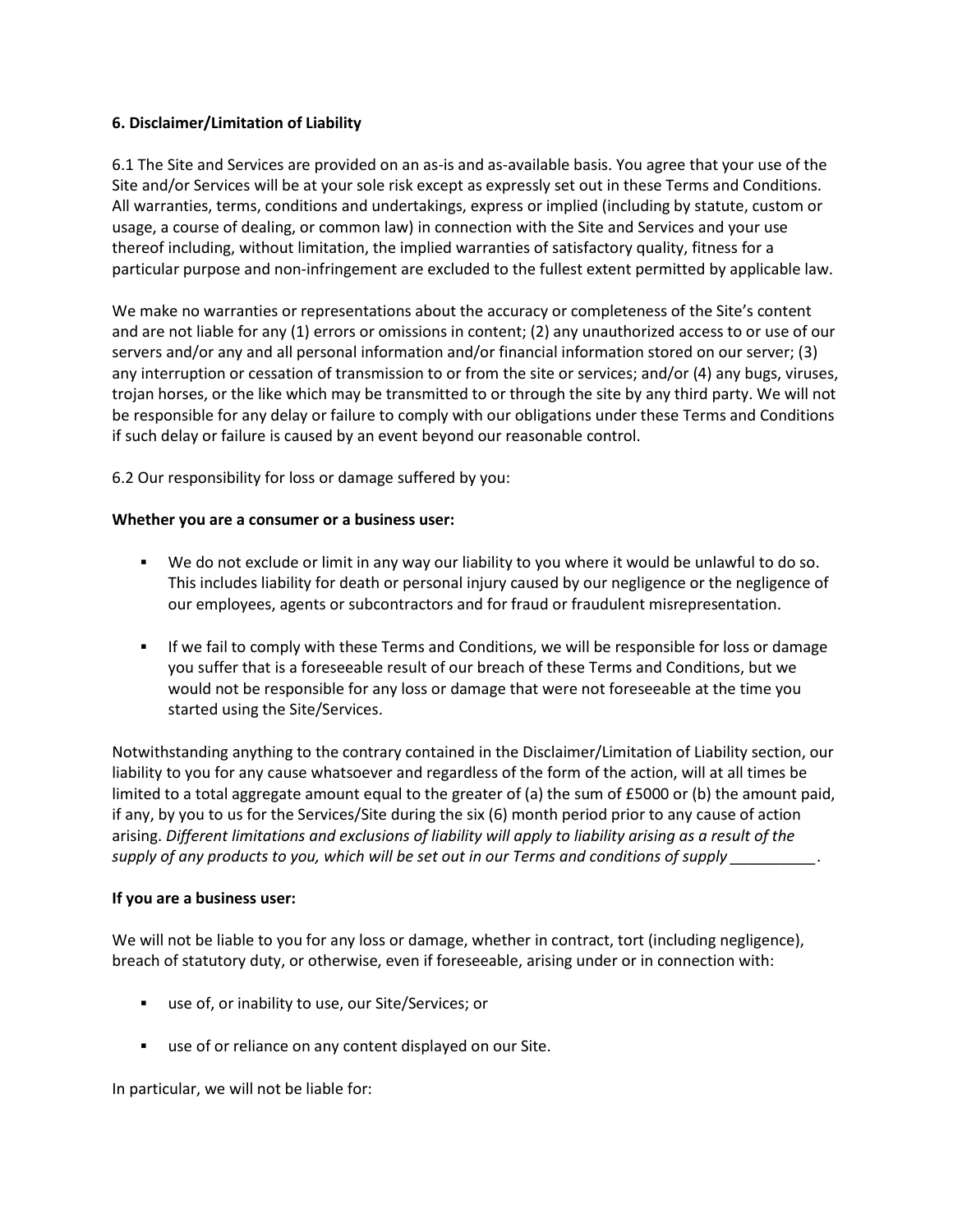**6. Disclaimer/Limitation of Liability**

6.1 The Site and Services are provided on an as-is and as-available basis. You agree that your use of the Site and/or Services will be at your sole risk except as expressly set out in these Terms and Conditions. All warranties, terms, conditions and undertakings, express or implied (including by statute, custom or usage, a course of dealing, or common law) in connection with the Site and Services and your use thereof including, without limitation, the implied warranties of satisfactory quality, fitness for a particular purpose and non-infringement are excluded to the fullest extent permitted by applicable law.

We make no warranties or representations about the accuracy or completeness of the Site's content and are not liable for any (1) errors or omissions in content; (2) any unauthorized access to or use of our servers and/or any and all personal information and/or financial information stored on our server; (3) any interruption or cessation of transmission to or from the site or services; and/or (4) any bugs, viruses, trojan horses, or the like which may be transmitted to or through the site by any third party. We will not be responsible for any delay or failure to comply with our obligations under these Terms and Conditions if such delay or failure is caused by an event beyond our reasonable control.

6.2 Our responsibility for loss or damage suffered by you:

**Whether you are a consumer or a business user:**

- We do not exclude or limit in any way our liability to you where it would be unlawful to do so. This includes liability for death or personal injury caused by our negligence or the negligence of our employees, agents or subcontractors and for fraud or fraudulent misrepresentation.
- If we fail to comply with these Terms and Conditions, we will be responsible for loss or damage you suffer that is a foreseeable result of our breach of these Terms and Conditions, but we would not be responsible for any loss or damage that were not foreseeable at the time you started using the Site/Services.

Notwithstanding anything to the contrary contained in the Disclaimer/Limitation of Liability section, our liability to you for any cause whatsoever and regardless of the form of the action, will at all times be limited to a total aggregate amount equal to the greater of (a) the sum of £5000 or (b) the amount paid, if any, by you to us for the Services/Site during the six (6) month period prior to any cause of action arising. *Different limitations and exclusions of liability will apply to liability arising as a result of the supply of any products to you, which will be set out in our Terms and conditions of supply __________.*

**If you are a business user:**

We will not be liable to you for any loss or damage, whether in contract, tort (including negligence), breach of statutory duty, or otherwise, even if foreseeable, arising under or in connection with:

- use of, or inability to use, our Site/Services; or
- use of or reliance on any content displayed on our Site.

In particular, we will not be liable for: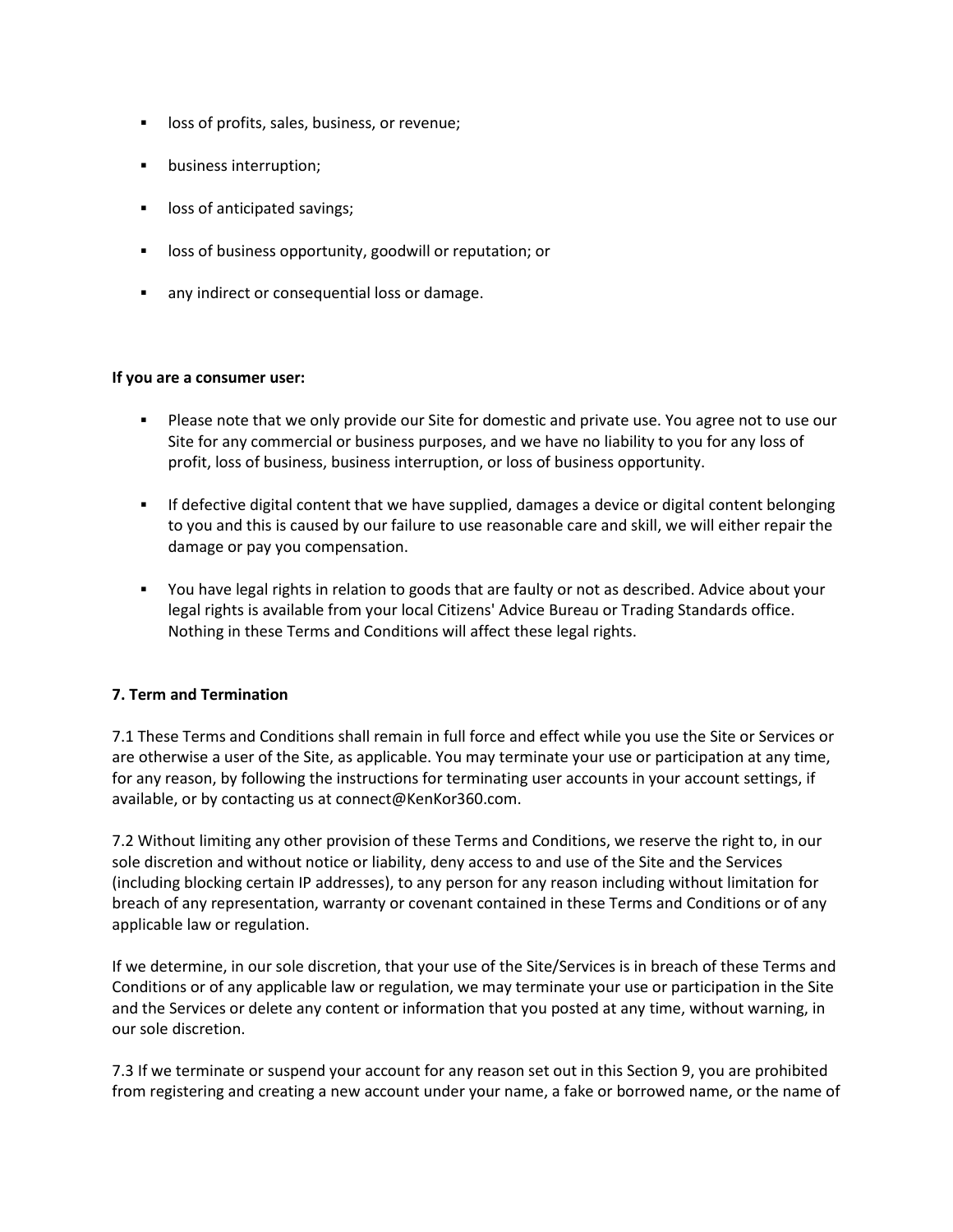- loss of profits, sales, business, or revenue;
- business interruption;
- loss of anticipated savings;
- loss of business opportunity, goodwill or reputation; or
- any indirect or consequential loss or damage.

**If you are a consumer user:**

- Please note that we only provide our Site for domestic and private use. You agree not to use our Site for any commercial or business purposes, and we have no liability to you for any loss of profit, loss of business, business interruption, or loss of business opportunity.
- If defective digital content that we have supplied, damages a device or digital content belonging to you and this is caused by our failure to use reasonable care and skill, we will either repair the damage or pay you compensation.
- You have legal rights in relation to goods that are faulty or not as described. Advice about your legal rights is available from your local Citizens' Advice Bureau or Trading Standards office. Nothing in these Terms and Conditions will affect these legal rights.

**7. Term and Termination**

7.1 These Terms and Conditions shall remain in full force and effect while you use the Site or Services or are otherwise a user of the Site, as applicable. You may terminate your use or participation at any time, for any reason, by following the instructions for terminating user accounts in your account settings, if available, or by contacting us at connect@KenKor360.com.

7.2 Without limiting any other provision of these Terms and Conditions, we reserve the right to, in our sole discretion and without notice or liability, deny access to and use of the Site and the Services (including blocking certain IP addresses), to any person for any reason including without limitation for breach of any representation, warranty or covenant contained in these Terms and Conditions or of any applicable law or regulation.

If we determine, in our sole discretion, that your use of the Site/Services is in breach of these Terms and Conditions or of any applicable law or regulation, we may terminate your use or participation in the Site and the Services or delete any content or information that you posted at any time, without warning, in our sole discretion.

7.3 If we terminate or suspend your account for any reason set out in this Section 9, you are prohibited from registering and creating a new account under your name, a fake or borrowed name, or the name of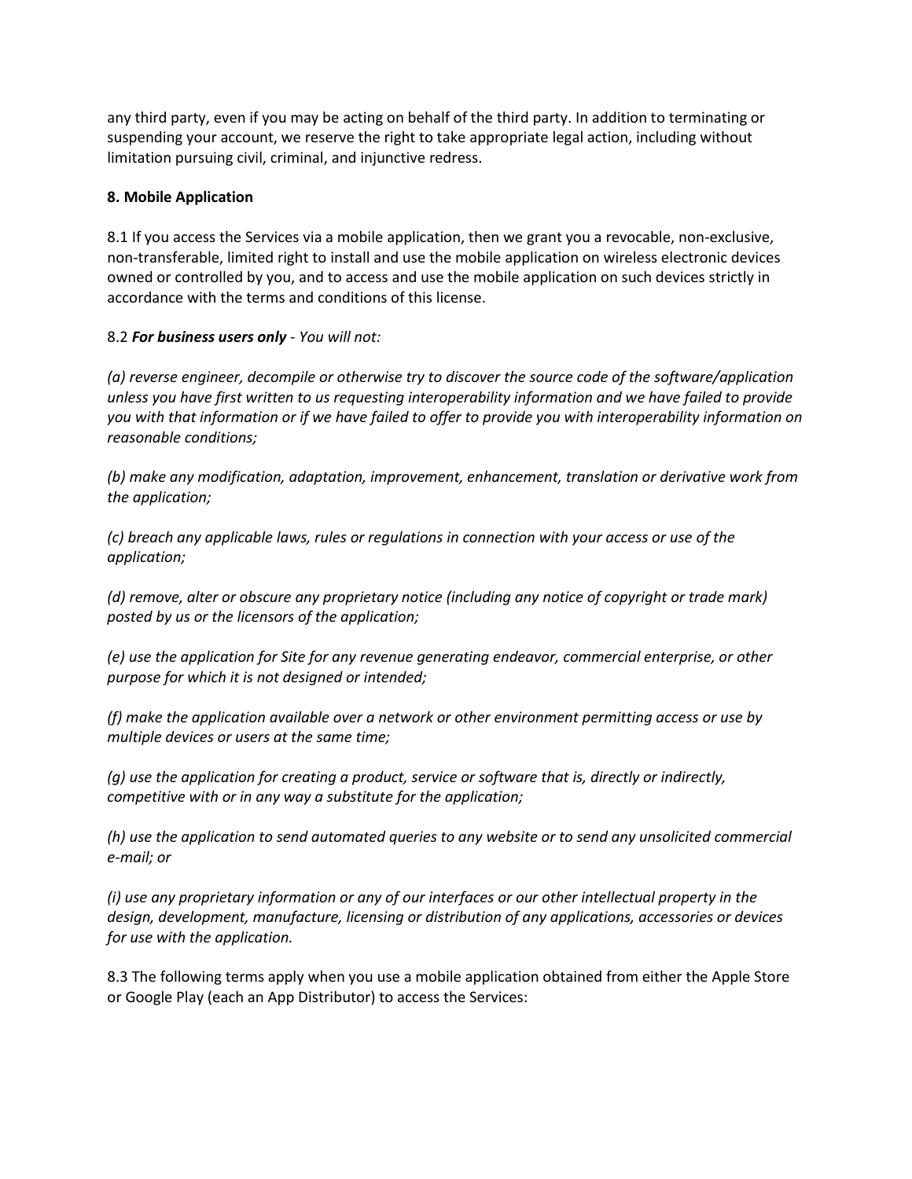any third party, even if you may be acting on behalf of the third party. In addition to terminating or suspending your account, we reserve the right to take appropriate legal action, including without limitation pursuing civil, criminal, and injunctive redress.

**8. Mobile Application**

8.1 If you access the Services via a mobile application, then we grant you a revocable, non-exclusive, non-transferable, limited right to install and use the mobile application on wireless electronic devices owned or controlled by you, and to access and use the mobile application on such devices strictly in accordance with the terms and conditions of this license.

8.2 ***For business users only*** - *You will not:*

*(a) reverse engineer, decompile or otherwise try to discover the source code of the software/application unless you have first written to us requesting interoperability information and we have failed to provide you with that information or if we have failed to offer to provide you with interoperability information on reasonable conditions;*

*(b) make any modification, adaptation, improvement, enhancement, translation or derivative work from the application;*

*(c) breach any applicable laws, rules or regulations in connection with your access or use of the application;*

*(d) remove, alter or obscure any proprietary notice (including any notice of copyright or trade mark) posted by us or the licensors of the application;*

*(e) use the application for Site for any revenue generating endeavor, commercial enterprise, or other purpose for which it is not designed or intended;*

*(f) make the application available over a network or other environment permitting access or use by multiple devices or users at the same time;*

*(g) use the application for creating a product, service or software that is, directly or indirectly, competitive with or in any way a substitute for the application;*

*(h) use the application to send automated queries to any website or to send any unsolicited commercial e-mail; or*

*(i) use any proprietary information or any of our interfaces or our other intellectual property in the design, development, manufacture, licensing or distribution of any applications, accessories or devices for use with the application.*

8.3 The following terms apply when you use a mobile application obtained from either the Apple Store or Google Play (each an App Distributor) to access the Services: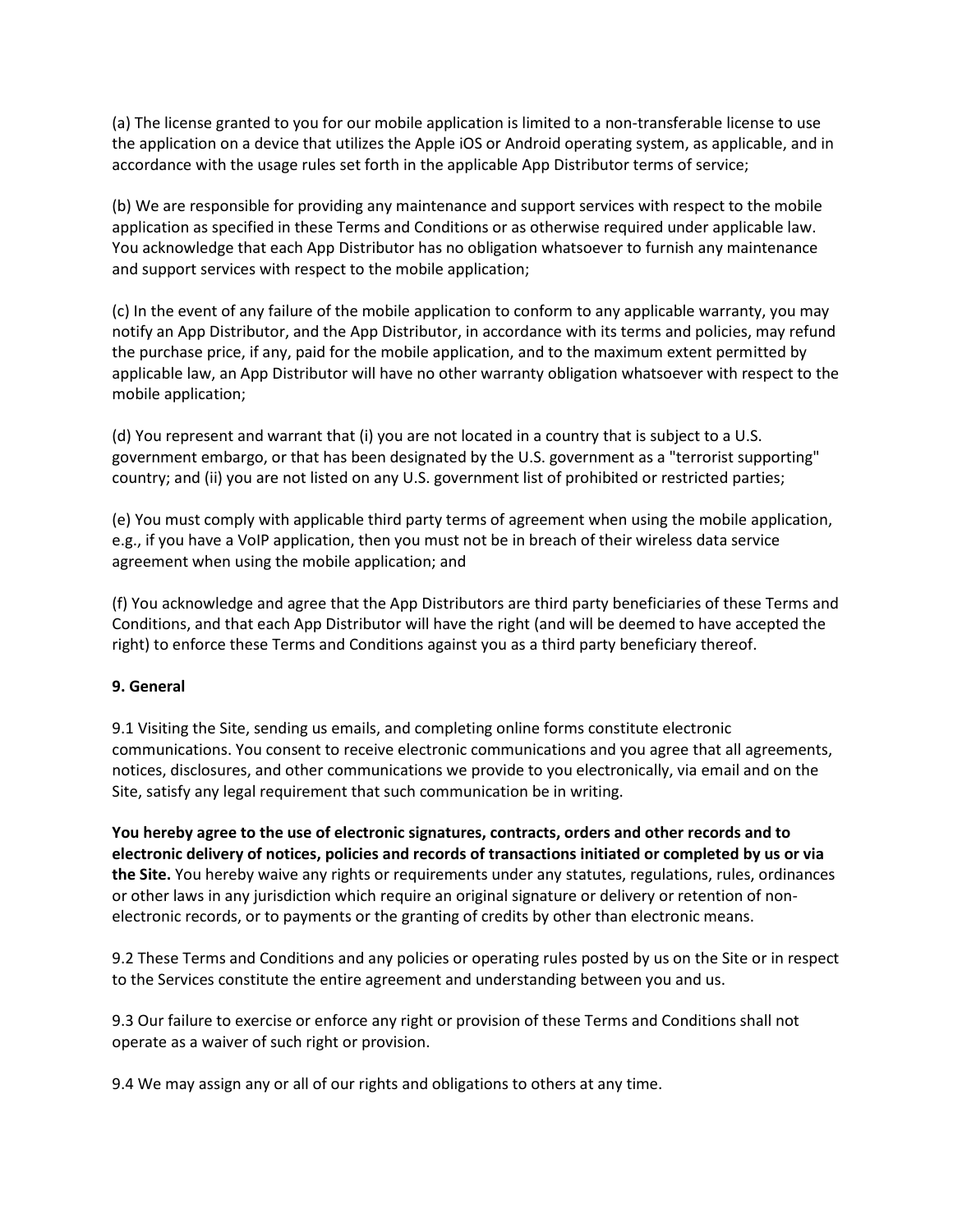(a) The license granted to you for our mobile application is limited to a non-transferable license to use the application on a device that utilizes the Apple iOS or Android operating system, as applicable, and in accordance with the usage rules set forth in the applicable App Distributor terms of service;

(b) We are responsible for providing any maintenance and support services with respect to the mobile application as specified in these Terms and Conditions or as otherwise required under applicable law. You acknowledge that each App Distributor has no obligation whatsoever to furnish any maintenance and support services with respect to the mobile application;

(c) In the event of any failure of the mobile application to conform to any applicable warranty, you may notify an App Distributor, and the App Distributor, in accordance with its terms and policies, may refund the purchase price, if any, paid for the mobile application, and to the maximum extent permitted by applicable law, an App Distributor will have no other warranty obligation whatsoever with respect to the mobile application;

(d) You represent and warrant that (i) you are not located in a country that is subject to a U.S. government embargo, or that has been designated by the U.S. government as a "terrorist supporting" country; and (ii) you are not listed on any U.S. government list of prohibited or restricted parties;

(e) You must comply with applicable third party terms of agreement when using the mobile application, e.g., if you have a VoIP application, then you must not be in breach of their wireless data service agreement when using the mobile application; and

(f) You acknowledge and agree that the App Distributors are third party beneficiaries of these Terms and Conditions, and that each App Distributor will have the right (and will be deemed to have accepted the right) to enforce these Terms and Conditions against you as a third party beneficiary thereof.

**9. General**

9.1 Visiting the Site, sending us emails, and completing online forms constitute electronic communications. You consent to receive electronic communications and you agree that all agreements, notices, disclosures, and other communications we provide to you electronically, via email and on the Site, satisfy any legal requirement that such communication be in writing.

**You hereby agree to the use of electronic signatures, contracts, orders and other records and to electronic delivery of notices, policies and records of transactions initiated or completed by us or via the Site.** You hereby waive any rights or requirements under any statutes, regulations, rules, ordinances or other laws in any jurisdiction which require an original signature or delivery or retention of non-electronic records, or to payments or the granting of credits by other than electronic means.

9.2 These Terms and Conditions and any policies or operating rules posted by us on the Site or in respect to the Services constitute the entire agreement and understanding between you and us.

9.3 Our failure to exercise or enforce any right or provision of these Terms and Conditions shall not operate as a waiver of such right or provision.

9.4 We may assign any or all of our rights and obligations to others at any time.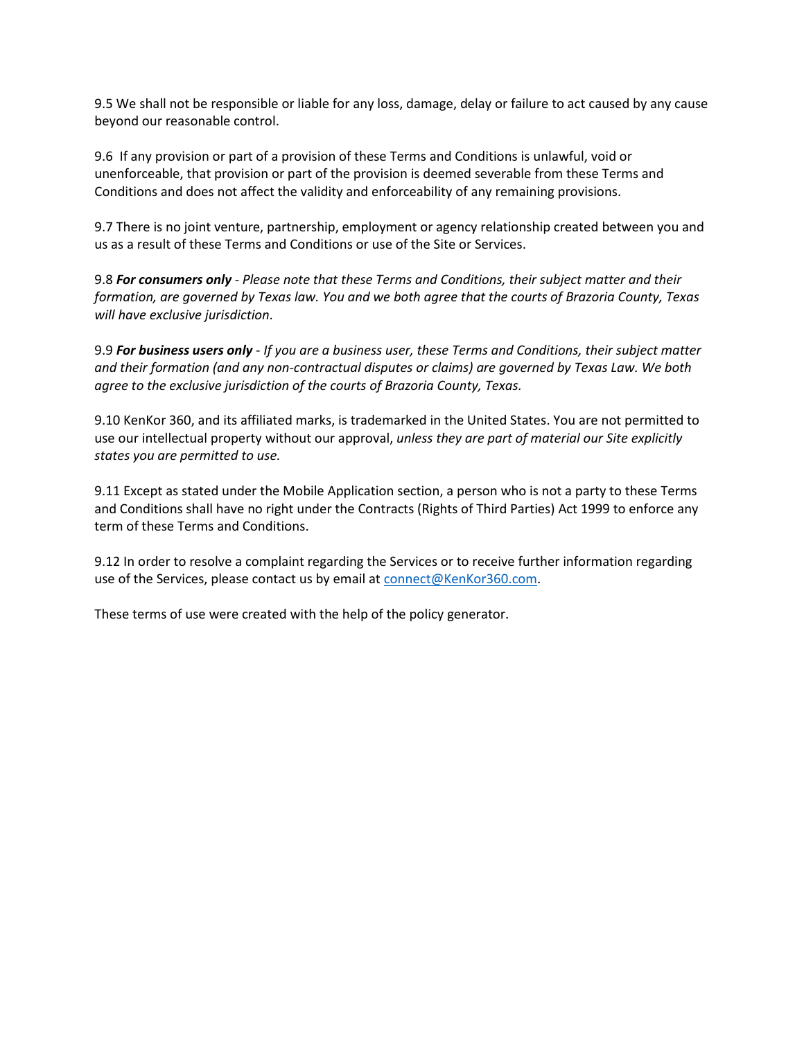9.5 We shall not be responsible or liable for any loss, damage, delay or failure to act caused by any cause beyond our reasonable control.

9.6 If any provision or part of a provision of these Terms and Conditions is unlawful, void or unenforceable, that provision or part of the provision is deemed severable from these Terms and Conditions and does not affect the validity and enforceability of any remaining provisions.

9.7 There is no joint venture, partnership, employment or agency relationship created between you and us as a result of these Terms and Conditions or use of the Site or Services.

9.8 ***For consumers only*** - *Please note that these Terms and Conditions, their subject matter and their formation, are governed by Texas law. You and we both agree that the courts of Brazoria County, Texas will have exclusive jurisdiction*.

9.9 ***For business users only*** - *If you are a business user, these Terms and Conditions, their subject matter and their formation (and any non-contractual disputes or claims) are governed by Texas Law. We both agree to the exclusive jurisdiction of the courts of Brazoria County, Texas.*

9.10 KenKor 360, and its affiliated marks, is trademarked in the United States. You are not permitted to use our intellectual property without our approval, *unless they are part of material our Site explicitly states you are permitted to use.*

9.11 Except as stated under the Mobile Application section, a person who is not a party to these Terms and Conditions shall have no right under the Contracts (Rights of Third Parties) Act 1999 to enforce any term of these Terms and Conditions.

9.12 In order to resolve a complaint regarding the Services or to receive further information regarding use of the Services, please contact us by email at connect@KenKor360.com.

These terms of use were created with the help of the policy generator.